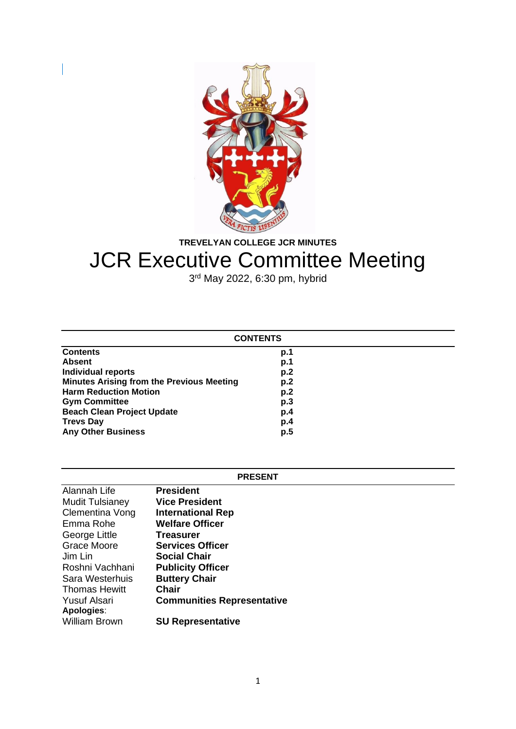**TREVELYAN COLLEGE JCR MINUTES**

# JCR Executive Committee Meeting

3rd May 2022, 6:30 pm, hybrid

| CONTENTS | |
|---|---|
| **Contents** | **p.1** |
| **Absent** | **p.1** |
| **Individual reports** | **p.2** |
| **Minutes Arising from the Previous Meeting** | **p.2** |
| **Harm Reduction Motion** | **p.2** |
| **Gym Committee** | **p.3** |
| **Beach Clean Project Update** | **p.4** |
| **Trevs Day** | **p.4** |
| **Any Other Business** | **p.5** |

| PRESENT | |
|---|---|
| Alannah Life | **President** |
| Mudit Tulsianey | **Vice President** |
| Clementina Vong | **International Rep** |
| Emma Rohe | **Welfare Officer** |
| George Little | **Treasurer** |
| Grace Moore | **Services Officer** |
| Jim Lin | **Social Chair** |
| Roshni Vachhani | **Publicity Officer** |
| Sara Westerhuis | **Buttery Chair** |
| Thomas Hewitt | **Chair** |
| Yusuf Alsari | **Communities Representative** |
| **Apologies**: | |
| William Brown | **SU Representative** |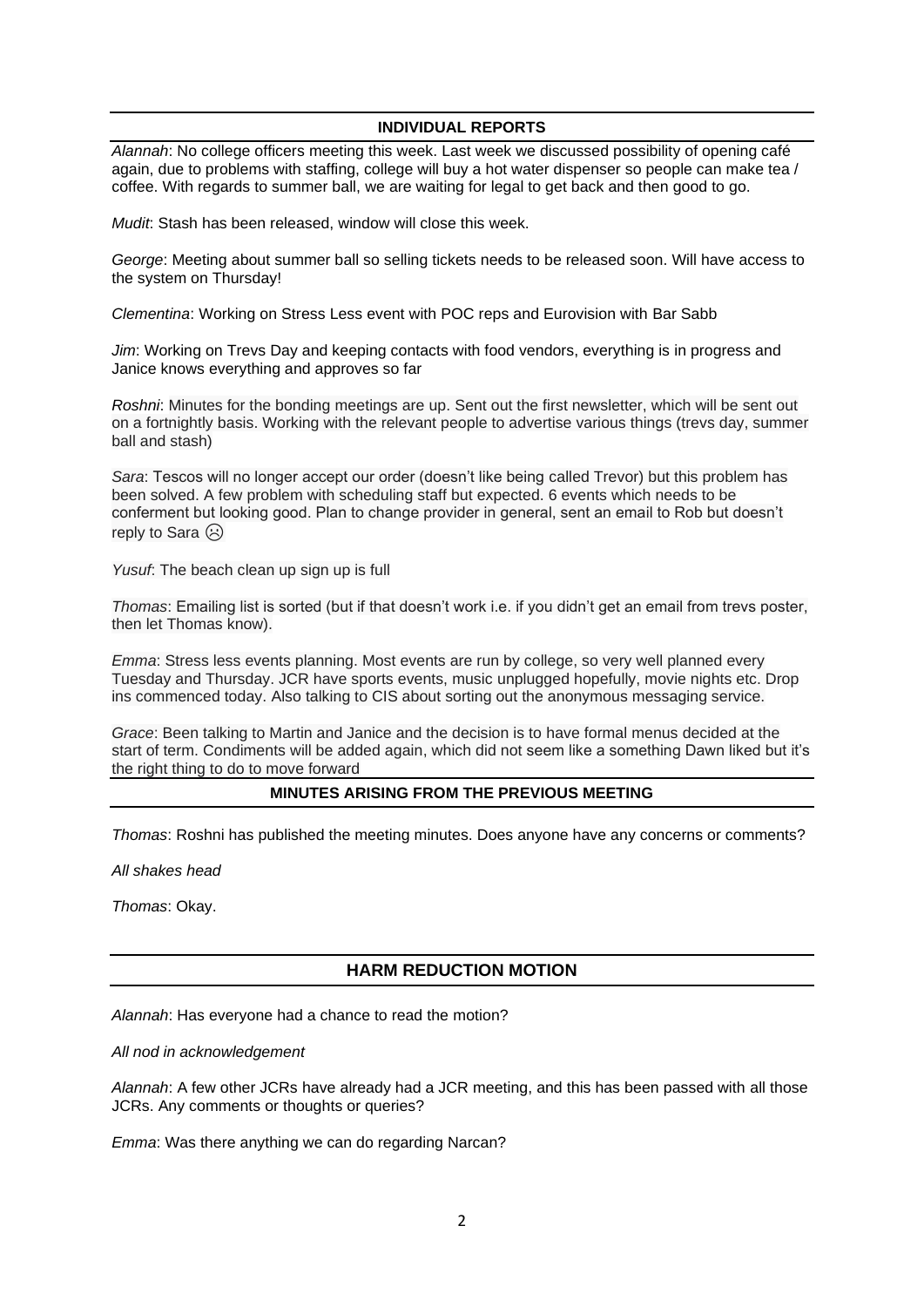## INDIVIDUAL REPORTS

*Alannah*: No college officers meeting this week. Last week we discussed possibility of opening café again, due to problems with staffing, college will buy a hot water dispenser so people can make tea / coffee. With regards to summer ball, we are waiting for legal to get back and then good to go.

*Mudit*: Stash has been released, window will close this week.

*George*: Meeting about summer ball so selling tickets needs to be released soon. Will have access to the system on Thursday!

*Clementina*: Working on Stress Less event with POC reps and Eurovision with Bar Sabb

*Jim*: Working on Trevs Day and keeping contacts with food vendors, everything is in progress and Janice knows everything and approves so far

*Roshni*: Minutes for the bonding meetings are up. Sent out the first newsletter, which will be sent out on a fortnightly basis. Working with the relevant people to advertise various things (trevs day, summer ball and stash)

*Sara*: Tescos will no longer accept our order (doesn't like being called Trevor) but this problem has been solved. A few problem with scheduling staff but expected. 6 events which needs to be conferment but looking good. Plan to change provider in general, sent an email to Rob but doesn't reply to Sara ☹

*Yusuf*: The beach clean up sign up is full

*Thomas*: Emailing list is sorted (but if that doesn't work i.e. if you didn't get an email from trevs poster, then let Thomas know).

*Emma*: Stress less events planning. Most events are run by college, so very well planned every Tuesday and Thursday. JCR have sports events, music unplugged hopefully, movie nights etc. Drop ins commenced today. Also talking to CIS about sorting out the anonymous messaging service.

*Grace*: Been talking to Martin and Janice and the decision is to have formal menus decided at the start of term. Condiments will be added again, which did not seem like a something Dawn liked but it's the right thing to do to move forward

## MINUTES ARISING FROM THE PREVIOUS MEETING

*Thomas*: Roshni has published the meeting minutes. Does anyone have any concerns or comments?

*All shakes head*

*Thomas*: Okay.

## HARM REDUCTION MOTION

*Alannah*: Has everyone had a chance to read the motion?

*All nod in acknowledgement*

*Alannah*: A few other JCRs have already had a JCR meeting, and this has been passed with all those JCRs. Any comments or thoughts or queries?

*Emma*: Was there anything we can do regarding Narcan?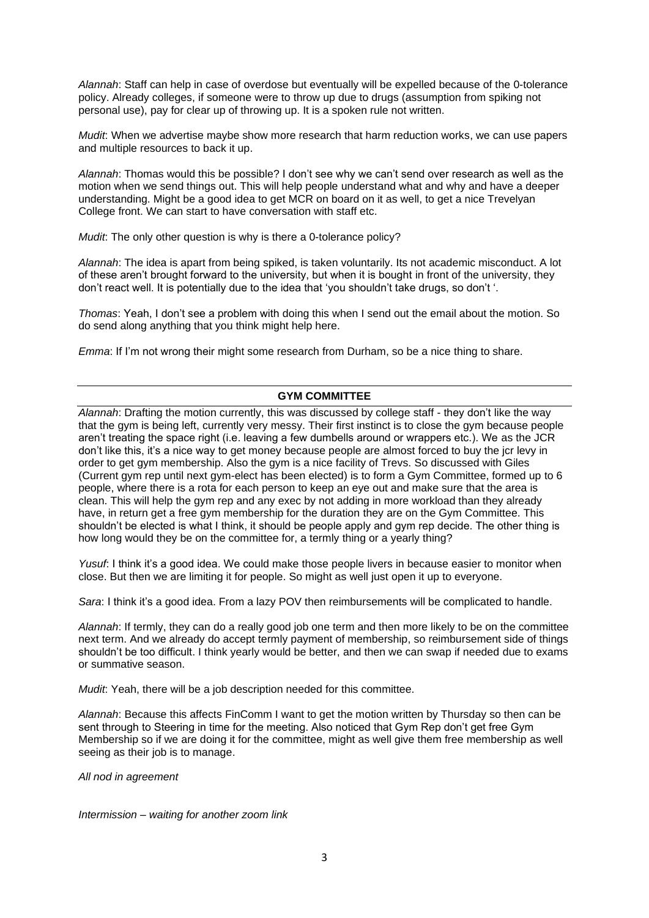*Alannah*: Staff can help in case of overdose but eventually will be expelled because of the 0-tolerance policy. Already colleges, if someone were to throw up due to drugs (assumption from spiking not personal use), pay for clear up of throwing up. It is a spoken rule not written.

*Mudit*: When we advertise maybe show more research that harm reduction works, we can use papers and multiple resources to back it up.

*Alannah*: Thomas would this be possible? I don't see why we can't send over research as well as the motion when we send things out. This will help people understand what and why and have a deeper understanding. Might be a good idea to get MCR on board on it as well, to get a nice Trevelyan College front. We can start to have conversation with staff etc.

*Mudit*: The only other question is why is there a 0-tolerance policy?

*Alannah*: The idea is apart from being spiked, is taken voluntarily. Its not academic misconduct. A lot of these aren't brought forward to the university, but when it is bought in front of the university, they don't react well. It is potentially due to the idea that 'you shouldn't take drugs, so don't '.

*Thomas*: Yeah, I don't see a problem with doing this when I send out the email about the motion. So do send along anything that you think might help here.

*Emma*: If I'm not wrong their might some research from Durham, so be a nice thing to share.

---

**GYM COMMITTEE**

---

*Alannah*: Drafting the motion currently, this was discussed by college staff - they don't like the way that the gym is being left, currently very messy. Their first instinct is to close the gym because people aren't treating the space right (i.e. leaving a few dumbells around or wrappers etc.). We as the JCR don't like this, it's a nice way to get money because people are almost forced to buy the jcr levy in order to get gym membership. Also the gym is a nice facility of Trevs. So discussed with Giles (Current gym rep until next gym-elect has been elected) is to form a Gym Committee, formed up to 6 people, where there is a rota for each person to keep an eye out and make sure that the area is clean. This will help the gym rep and any exec by not adding in more workload than they already have, in return get a free gym membership for the duration they are on the Gym Committee. This shouldn't be elected is what I think, it should be people apply and gym rep decide. The other thing is how long would they be on the committee for, a termly thing or a yearly thing?

*Yusuf*: I think it's a good idea. We could make those people livers in because easier to monitor when close. But then we are limiting it for people. So might as well just open it up to everyone.

*Sara*: I think it's a good idea. From a lazy POV then reimbursements will be complicated to handle.

*Alannah*: If termly, they can do a really good job one term and then more likely to be on the committee next term. And we already do accept termly payment of membership, so reimbursement side of things shouldn't be too difficult. I think yearly would be better, and then we can swap if needed due to exams or summative season.

*Mudit*: Yeah, there will be a job description needed for this committee.

*Alannah*: Because this affects FinComm I want to get the motion written by Thursday so then can be sent through to Steering in time for the meeting. Also noticed that Gym Rep don't get free Gym Membership so if we are doing it for the committee, might as well give them free membership as well seeing as their job is to manage.

*All nod in agreement*

*Intermission – waiting for another zoom link*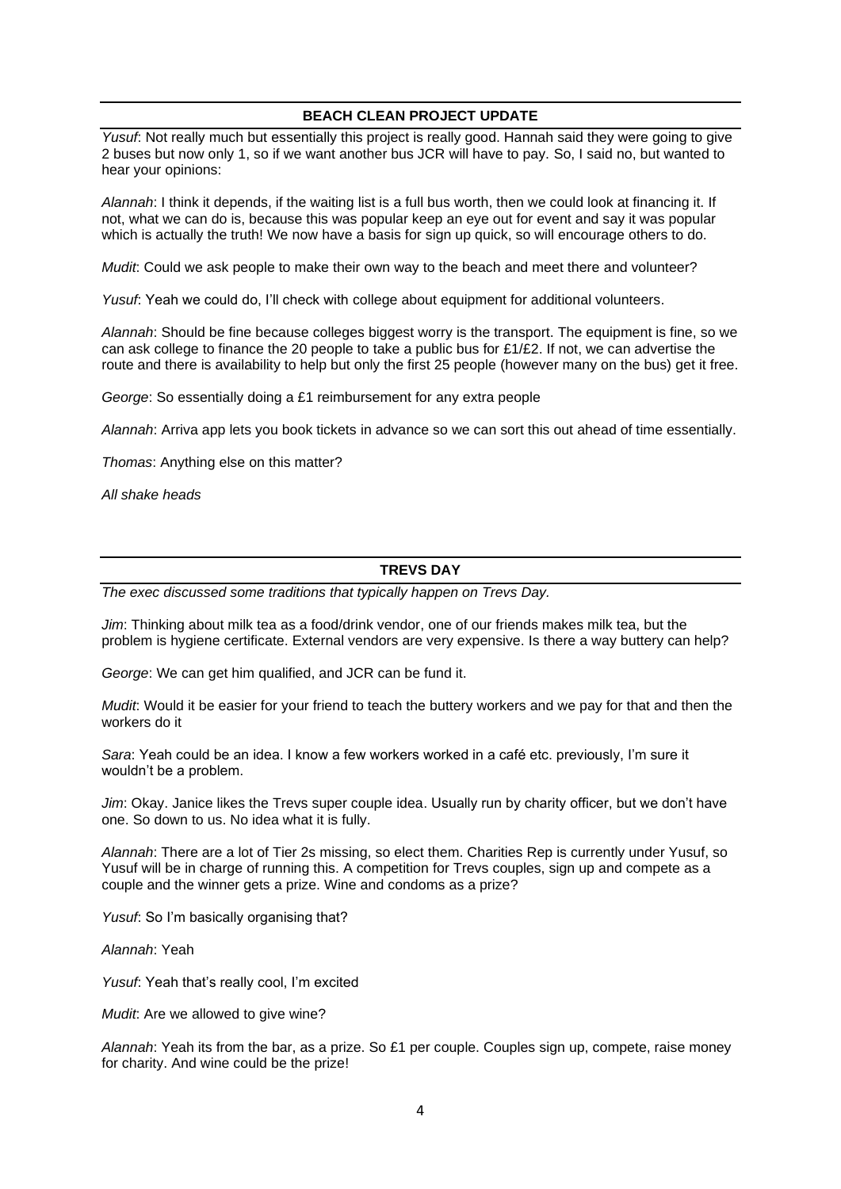## BEACH CLEAN PROJECT UPDATE

*Yusuf*: Not really much but essentially this project is really good. Hannah said they were going to give 2 buses but now only 1, so if we want another bus JCR will have to pay. So, I said no, but wanted to hear your opinions:

*Alannah*: I think it depends, if the waiting list is a full bus worth, then we could look at financing it. If not, what we can do is, because this was popular keep an eye out for event and say it was popular which is actually the truth! We now have a basis for sign up quick, so will encourage others to do.

*Mudit*: Could we ask people to make their own way to the beach and meet there and volunteer?

*Yusuf*: Yeah we could do, I'll check with college about equipment for additional volunteers.

*Alannah*: Should be fine because colleges biggest worry is the transport. The equipment is fine, so we can ask college to finance the 20 people to take a public bus for £1/£2. If not, we can advertise the route and there is availability to help but only the first 25 people (however many on the bus) get it free.

*George*: So essentially doing a £1 reimbursement for any extra people

*Alannah*: Arriva app lets you book tickets in advance so we can sort this out ahead of time essentially.

*Thomas*: Anything else on this matter?

*All shake heads*

## TREVS DAY

*The exec discussed some traditions that typically happen on Trevs Day.*

*Jim*: Thinking about milk tea as a food/drink vendor, one of our friends makes milk tea, but the problem is hygiene certificate. External vendors are very expensive. Is there a way buttery can help?

*George*: We can get him qualified, and JCR can be fund it.

*Mudit*: Would it be easier for your friend to teach the buttery workers and we pay for that and then the workers do it

*Sara*: Yeah could be an idea. I know a few workers worked in a café etc. previously, I'm sure it wouldn't be a problem.

*Jim*: Okay. Janice likes the Trevs super couple idea. Usually run by charity officer, but we don't have one. So down to us. No idea what it is fully.

*Alannah*: There are a lot of Tier 2s missing, so elect them. Charities Rep is currently under Yusuf, so Yusuf will be in charge of running this. A competition for Trevs couples, sign up and compete as a couple and the winner gets a prize. Wine and condoms as a prize?

*Yusuf*: So I'm basically organising that?

*Alannah*: Yeah

*Yusuf*: Yeah that's really cool, I'm excited

*Mudit*: Are we allowed to give wine?

*Alannah*: Yeah its from the bar, as a prize. So £1 per couple. Couples sign up, compete, raise money for charity. And wine could be the prize!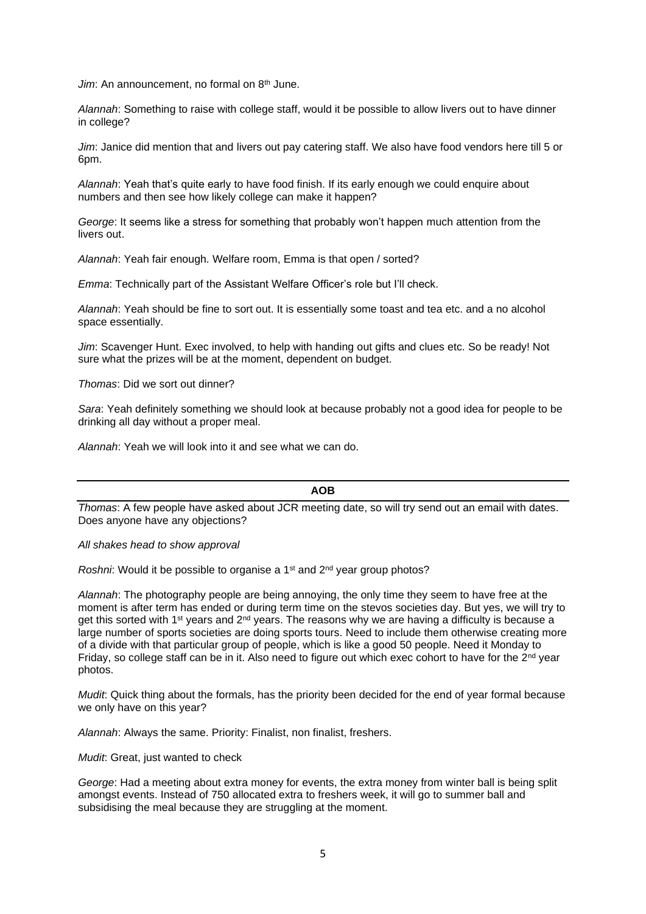*Jim*: An announcement, no formal on 8th June.

*Alannah*: Something to raise with college staff, would it be possible to allow livers out to have dinner in college?

*Jim*: Janice did mention that and livers out pay catering staff. We also have food vendors here till 5 or 6pm.

*Alannah*: Yeah that's quite early to have food finish. If its early enough we could enquire about numbers and then see how likely college can make it happen?

*George*: It seems like a stress for something that probably won't happen much attention from the livers out.

*Alannah*: Yeah fair enough. Welfare room, Emma is that open / sorted?

*Emma*: Technically part of the Assistant Welfare Officer's role but I'll check.

*Alannah*: Yeah should be fine to sort out. It is essentially some toast and tea etc. and a no alcohol space essentially.

*Jim*: Scavenger Hunt. Exec involved, to help with handing out gifts and clues etc. So be ready! Not sure what the prizes will be at the moment, dependent on budget.

*Thomas*: Did we sort out dinner?

*Sara*: Yeah definitely something we should look at because probably not a good idea for people to be drinking all day without a proper meal.

*Alannah*: Yeah we will look into it and see what we can do.

---

**AOB**

*Thomas*: A few people have asked about JCR meeting date, so will try send out an email with dates. Does anyone have any objections?

*All shakes head to show approval*

*Roshni*: Would it be possible to organise a 1st and 2nd year group photos?

*Alannah*: The photography people are being annoying, the only time they seem to have free at the moment is after term has ended or during term time on the stevos societies day. But yes, we will try to get this sorted with 1st years and 2nd years. The reasons why we are having a difficulty is because a large number of sports societies are doing sports tours. Need to include them otherwise creating more of a divide with that particular group of people, which is like a good 50 people. Need it Monday to Friday, so college staff can be in it. Also need to figure out which exec cohort to have for the 2nd year photos.

*Mudit*: Quick thing about the formals, has the priority been decided for the end of year formal because we only have on this year?

*Alannah*: Always the same. Priority: Finalist, non finalist, freshers.

*Mudit*: Great, just wanted to check

*George*: Had a meeting about extra money for events, the extra money from winter ball is being split amongst events. Instead of 750 allocated extra to freshers week, it will go to summer ball and subsidising the meal because they are struggling at the moment.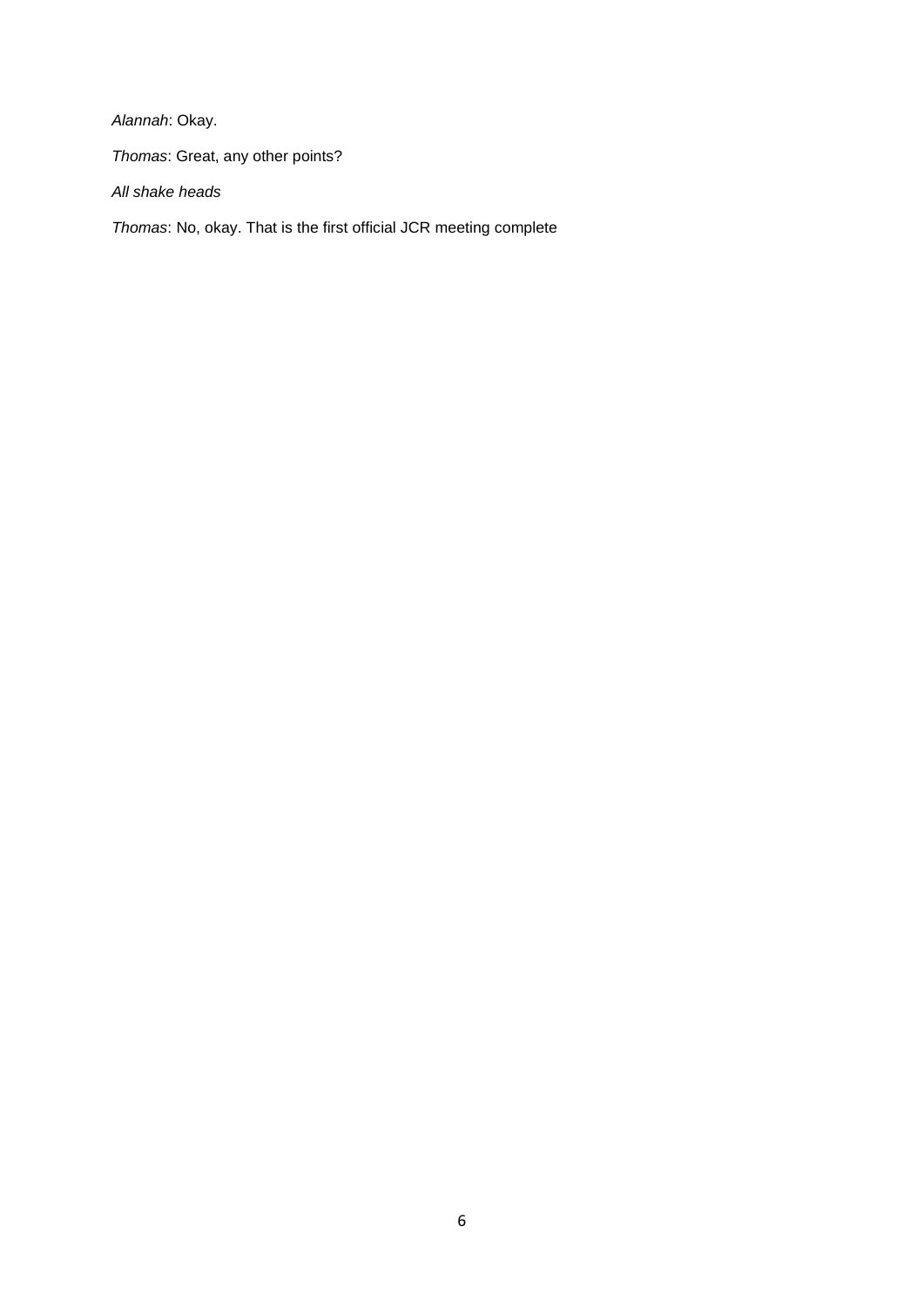*Alannah*: Okay.

*Thomas*: Great, any other points?

*All shake heads*

*Thomas*: No, okay. That is the first official JCR meeting complete